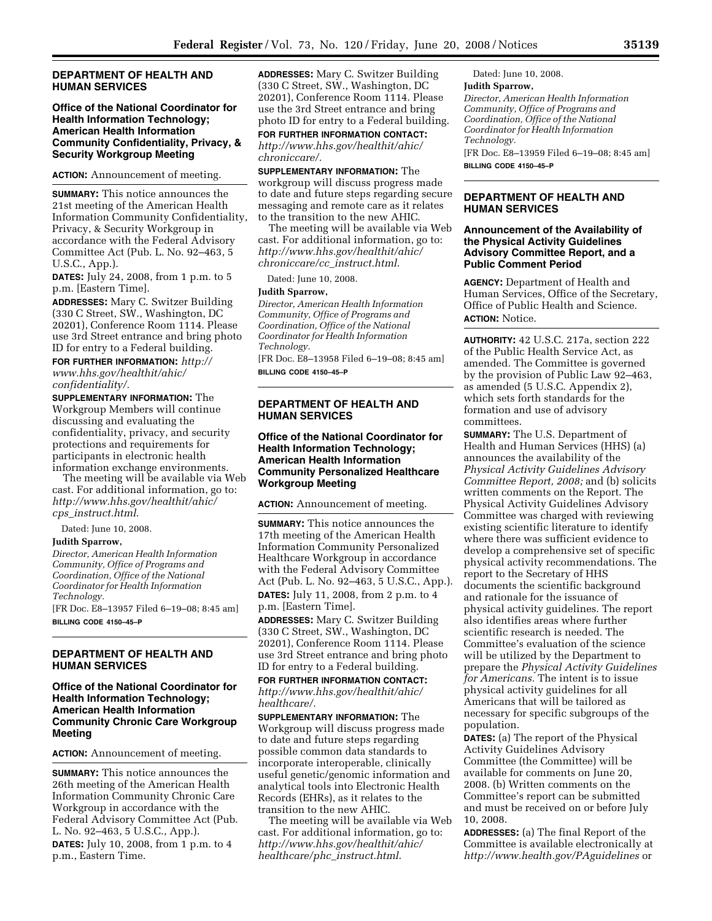## DEPARTMENT OF HEALTH AND HUMAN SERVICES

### Office of the National Coordinator for Health Information Technology; American Health Information Community Confidentiality, Privacy, & Security Workgroup Meeting

**ACTION:** Announcement of meeting.

**SUMMARY:** This notice announces the 21st meeting of the American Health Information Community Confidentiality, Privacy, & Security Workgroup in accordance with the Federal Advisory Committee Act (Pub. L. No. 92–463, 5 U.S.C., App.).

**DATES:** July 24, 2008, from 1 p.m. to 5 p.m. [Eastern Time].

**ADDRESSES:** Mary C. Switzer Building (330 C Street, SW., Washington, DC 20201), Conference Room 1114. Please use 3rd Street entrance and bring photo ID for entry to a Federal building.

**FOR FURTHER INFORMATION:** *http://www.hhs.gov/healthit/ahic/confidentiality/.*

**SUPPLEMENTARY INFORMATION:** The Workgroup Members will continue discussing and evaluating the confidentiality, privacy, and security protections and requirements for participants in electronic health information exchange environments.

The meeting will be available via Web cast. For additional information, go to: *http://www.hhs.gov/healthit/ahic/cps_instruct.html.*

Dated: June 10, 2008.

**Judith Sparrow,**

*Director, American Health Information Community, Office of Programs and Coordination, Office of the National Coordinator for Health Information Technology.*

[FR Doc. E8–13957 Filed 6–19–08; 8:45 am]

**BILLING CODE 4150–45–P**

## DEPARTMENT OF HEALTH AND HUMAN SERVICES

### Office of the National Coordinator for Health Information Technology; American Health Information Community Chronic Care Workgroup Meeting

**ACTION:** Announcement of meeting.

**SUMMARY:** This notice announces the 26th meeting of the American Health Information Community Chronic Care Workgroup in accordance with the Federal Advisory Committee Act (Pub. L. No. 92–463, 5 U.S.C., App.).

**DATES:** July 10, 2008, from 1 p.m. to 4 p.m., Eastern Time.

**ADDRESSES:** Mary C. Switzer Building (330 C Street, SW., Washington, DC 20201), Conference Room 1114. Please use the 3rd Street entrance and bring photo ID for entry to a Federal building.

**FOR FURTHER INFORMATION CONTACT:** *http://www.hhs.gov/healthit/ahic/chroniccare/.*

**SUPPLEMENTARY INFORMATION:** The workgroup will discuss progress made to date and future steps regarding secure messaging and remote care as it relates to the transition to the new AHIC.

The meeting will be available via Web cast. For additional information, go to: *http://www.hhs.gov/healthit/ahic/chroniccare/cc_instruct.html.*

Dated: June 10, 2008.

**Judith Sparrow,**

*Director, American Health Information Community, Office of Programs and Coordination, Office of the National Coordinator for Health Information Technology.*

[FR Doc. E8–13958 Filed 6–19–08; 8:45 am]

**BILLING CODE 4150–45–P**

## DEPARTMENT OF HEALTH AND HUMAN SERVICES

### Office of the National Coordinator for Health Information Technology; American Health Information Community Personalized Healthcare Workgroup Meeting

**ACTION:** Announcement of meeting.

**SUMMARY:** This notice announces the 17th meeting of the American Health Information Community Personalized Healthcare Workgroup in accordance with the Federal Advisory Committee Act (Pub. L. No. 92–463, 5 U.S.C., App.).

**DATES:** July 11, 2008, from 2 p.m. to 4 p.m. [Eastern Time].

**ADDRESSES:** Mary C. Switzer Building (330 C Street, SW., Washington, DC 20201), Conference Room 1114. Please use 3rd Street entrance and bring photo ID for entry to a Federal building.

**FOR FURTHER INFORMATION CONTACT:** *http://www.hhs.gov/healthit/ahic/healthcare/.*

**SUPPLEMENTARY INFORMATION:** The Workgroup will discuss progress made to date and future steps regarding possible common data standards to incorporate interoperable, clinically useful genetic/genomic information and analytical tools into Electronic Health Records (EHRs), as it relates to the transition to the new AHIC.

The meeting will be available via Web cast. For additional information, go to: *http://www.hhs.gov/healthit/ahic/healthcare/phc_instruct.html.*

Dated: June 10, 2008.

**Judith Sparrow,**

*Director, American Health Information Community, Office of Programs and Coordination, Office of the National Coordinator for Health Information Technology.*

[FR Doc. E8–13959 Filed 6–19–08; 8:45 am]

**BILLING CODE 4150–45–P**

## DEPARTMENT OF HEALTH AND HUMAN SERVICES

### Announcement of the Availability of the Physical Activity Guidelines Advisory Committee Report, and a Public Comment Period

**AGENCY:** Department of Health and Human Services, Office of the Secretary, Office of Public Health and Science.

**ACTION:** Notice.

**AUTHORITY:** 42 U.S.C. 217a, section 222 of the Public Health Service Act, as amended. The Committee is governed by the provision of Public Law 92–463, as amended (5 U.S.C. Appendix 2), which sets forth standards for the formation and use of advisory committees.

**SUMMARY:** The U.S. Department of Health and Human Services (HHS) (a) announces the availability of the *Physical Activity Guidelines Advisory Committee Report, 2008;* and (b) solicits written comments on the Report. The Physical Activity Guidelines Advisory Committee was charged with reviewing existing scientific literature to identify where there was sufficient evidence to develop a comprehensive set of specific physical activity recommendations. The report to the Secretary of HHS documents the scientific background and rationale for the issuance of physical activity guidelines. The report also identifies areas where further scientific research is needed. The Committee's evaluation of the science will be utilized by the Department to prepare the *Physical Activity Guidelines for Americans.* The intent is to issue physical activity guidelines for all Americans that will be tailored as necessary for specific subgroups of the population.

**DATES:** (a) The report of the Physical Activity Guidelines Advisory Committee (the Committee) will be available for comments on June 20, 2008. (b) Written comments on the Committee's report can be submitted and must be received on or before July 10, 2008.

**ADDRESSES:** (a) The final Report of the Committee is available electronically at *http://www.health.gov/PAguidelines* or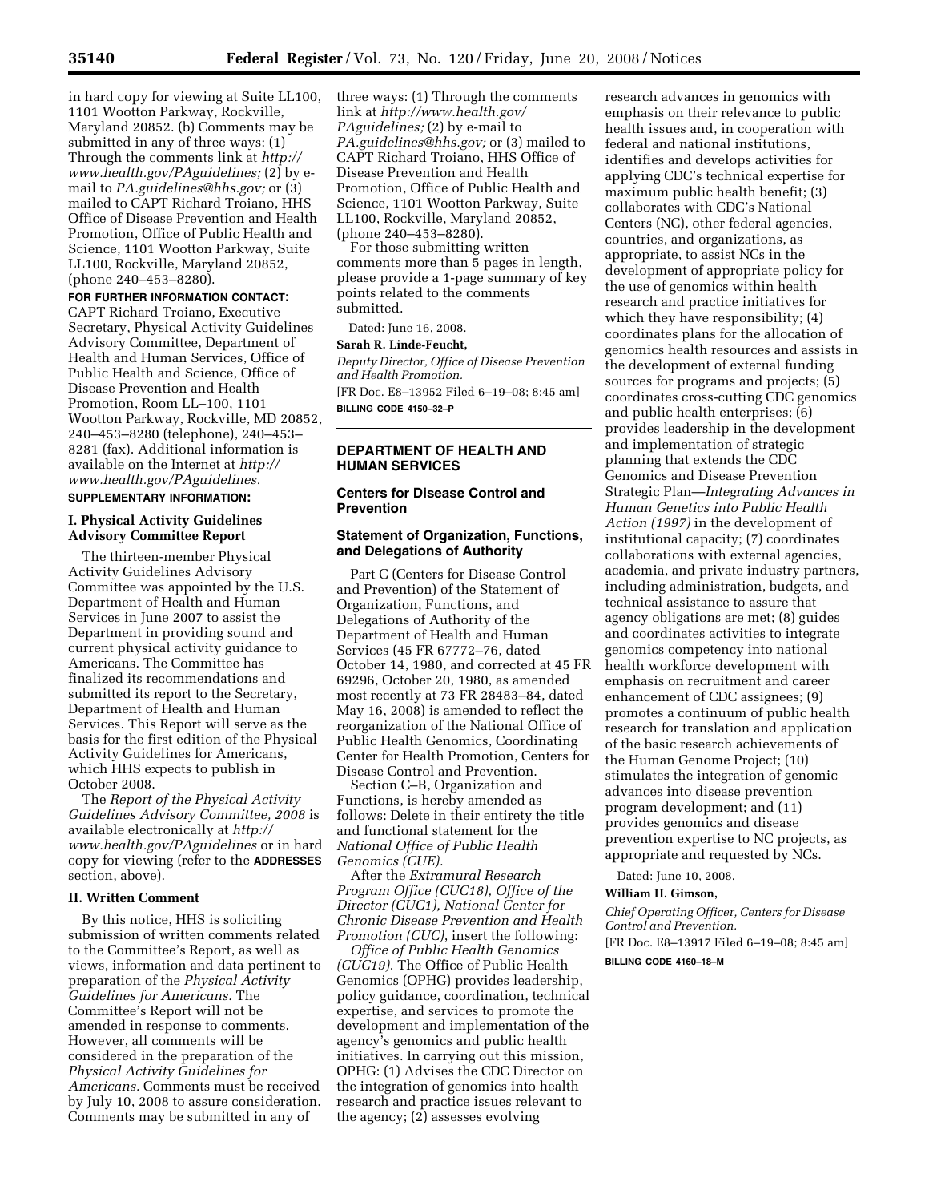in hard copy for viewing at Suite LL100, 1101 Wootton Parkway, Rockville, Maryland 20852. (b) Comments may be submitted in any of three ways: (1) Through the comments link at *http://www.health.gov/PAguidelines;* (2) by e-mail to *PA.guidelines@hhs.gov;* or (3) mailed to CAPT Richard Troiano, HHS Office of Disease Prevention and Health Promotion, Office of Public Health and Science, 1101 Wootton Parkway, Suite LL100, Rockville, Maryland 20852, (phone 240–453–8280).

**FOR FURTHER INFORMATION CONTACT:** CAPT Richard Troiano, Executive Secretary, Physical Activity Guidelines Advisory Committee, Department of Health and Human Services, Office of Public Health and Science, Office of Disease Prevention and Health Promotion, Room LL–100, 1101 Wootton Parkway, Rockville, MD 20852, 240–453–8280 (telephone), 240–453–8281 (fax). Additional information is available on the Internet at *http://www.health.gov/PAguidelines.*

**SUPPLEMENTARY INFORMATION:**

### I. Physical Activity Guidelines Advisory Committee Report

The thirteen-member Physical Activity Guidelines Advisory Committee was appointed by the U.S. Department of Health and Human Services in June 2007 to assist the Department in providing sound and current physical activity guidance to Americans. The Committee has finalized its recommendations and submitted its report to the Secretary, Department of Health and Human Services. This Report will serve as the basis for the first edition of the Physical Activity Guidelines for Americans, which HHS expects to publish in October 2008.

The *Report of the Physical Activity Guidelines Advisory Committee, 2008* is available electronically at *http://www.health.gov/PAguidelines* or in hard copy for viewing (refer to the **ADDRESSES** section, above).

### II. Written Comment

By this notice, HHS is soliciting submission of written comments related to the Committee's Report, as well as views, information and data pertinent to preparation of the *Physical Activity Guidelines for Americans.* The Committee's Report will not be amended in response to comments. However, all comments will be considered in the preparation of the *Physical Activity Guidelines for Americans.* Comments must be received by July 10, 2008 to assure consideration. Comments may be submitted in any of three ways: (1) Through the comments link at *http://www.health.gov/PAguidelines;* (2) by e-mail to *PA.guidelines@hhs.gov;* or (3) mailed to CAPT Richard Troiano, HHS Office of Disease Prevention and Health Promotion, Office of Public Health and Science, 1101 Wootton Parkway, Suite LL100, Rockville, Maryland 20852, (phone 240–453–8280).

For those submitting written comments more than 5 pages in length, please provide a 1-page summary of key points related to the comments submitted.

Dated: June 16, 2008.

**Sarah R. Linde-Feucht,**

*Deputy Director, Office of Disease Prevention and Health Promotion.*

[FR Doc. E8–13952 Filed 6–19–08; 8:45 am]

**BILLING CODE 4150–32–P**

## DEPARTMENT OF HEALTH AND HUMAN SERVICES

### Centers for Disease Control and Prevention

### Statement of Organization, Functions, and Delegations of Authority

Part C (Centers for Disease Control and Prevention) of the Statement of Organization, Functions, and Delegations of Authority of the Department of Health and Human Services (45 FR 67772–76, dated October 14, 1980, and corrected at 45 FR 69296, October 20, 1980, as amended most recently at 73 FR 28483–84, dated May 16, 2008) is amended to reflect the reorganization of the National Office of Public Health Genomics, Coordinating Center for Health Promotion, Centers for Disease Control and Prevention.

Section C–B, Organization and Functions, is hereby amended as follows: Delete in their entirety the title and functional statement for the *National Office of Public Health Genomics (CUE).*

After the *Extramural Research Program Office (CUC18), Office of the Director (CUC1), National Center for Chronic Disease Prevention and Health Promotion (CUC)*, insert the following:

*Office of Public Health Genomics (CUC19).* The Office of Public Health Genomics (OPHG) provides leadership, policy guidance, coordination, technical expertise, and services to promote the development and implementation of the agency's genomics and public health initiatives. In carrying out this mission, OPHG: (1) Advises the CDC Director on the integration of genomics into health research and practice issues relevant to the agency; (2) assesses evolving research advances in genomics with emphasis on their relevance to public health issues and, in cooperation with federal and national institutions, identifies and develops activities for applying CDC's technical expertise for maximum public health benefit; (3) collaborates with CDC's National Centers (NC), other federal agencies, countries, and organizations, as appropriate, to assist NCs in the development of appropriate policy for the use of genomics within health research and practice initiatives for which they have responsibility; (4) coordinates plans for the allocation of genomics health resources and assists in the development of external funding sources for programs and projects; (5) coordinates cross-cutting CDC genomics and public health enterprises; (6) provides leadership in the development and implementation of strategic planning that extends the CDC Genomics and Disease Prevention Strategic Plan—*Integrating Advances in Human Genetics into Public Health Action (1997)* in the development of institutional capacity; (7) coordinates collaborations with external agencies, academia, and private industry partners, including administration, budgets, and technical assistance to assure that agency obligations are met; (8) guides and coordinates activities to integrate genomics competency into national health workforce development with emphasis on recruitment and career enhancement of CDC assignees; (9) promotes a continuum of public health research for translation and application of the basic research achievements of the Human Genome Project; (10) stimulates the integration of genomic advances into disease prevention program development; and (11) provides genomics and disease prevention expertise to NC projects, as appropriate and requested by NCs.

Dated: June 10, 2008.

**William H. Gimson,**

*Chief Operating Officer, Centers for Disease Control and Prevention.*

[FR Doc. E8–13917 Filed 6–19–08; 8:45 am]

**BILLING CODE 4160–18–M**